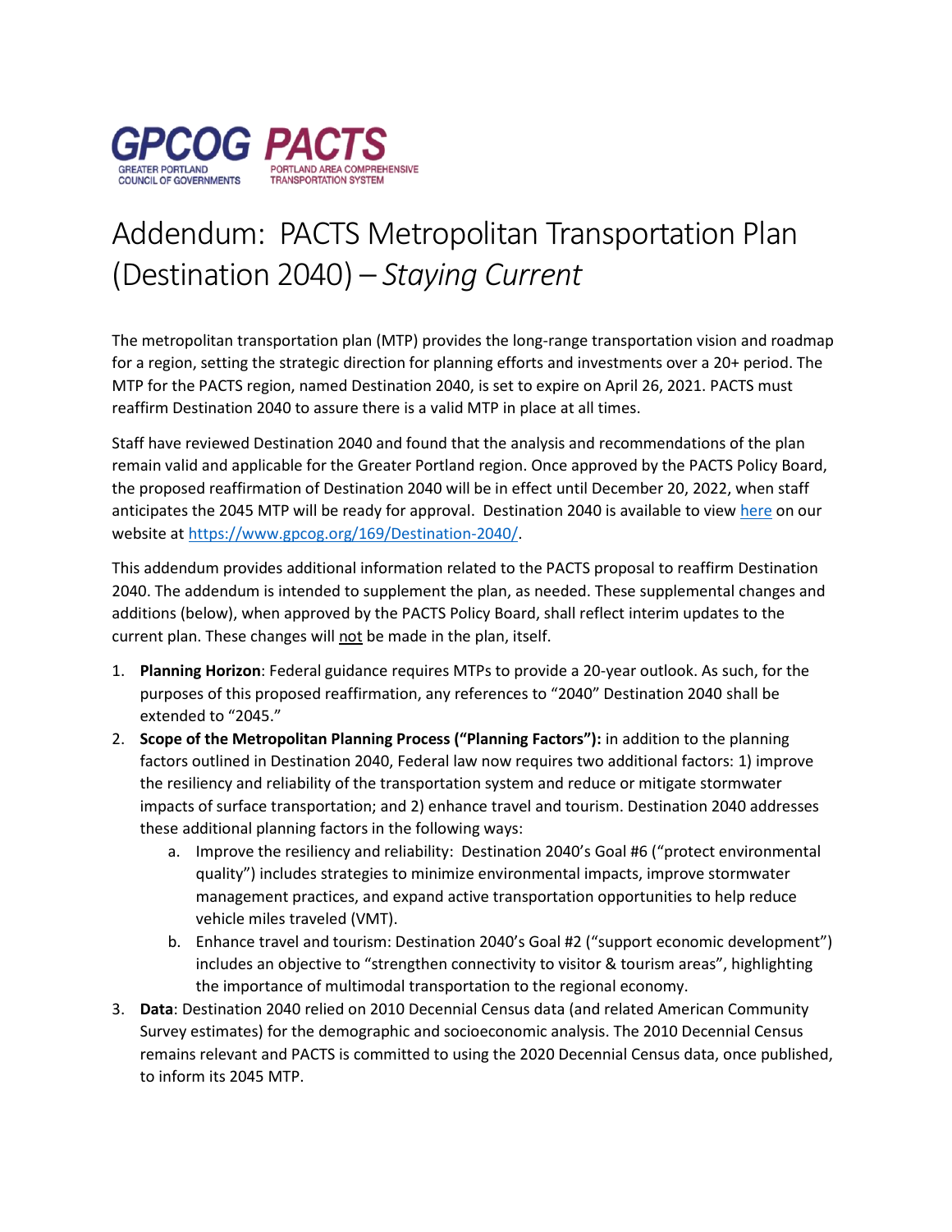GPCOG PACTS

GREATER PORTLAND COUNCIL OF GOVERNMENTS

PORTLAND AREA COMPREHENSIVE TRANSPORTATION SYSTEM

# Addendum: PACTS Metropolitan Transportation Plan (Destination 2040) – *Staying Current*

The metropolitan transportation plan (MTP) provides the long-range transportation vision and roadmap for a region, setting the strategic direction for planning efforts and investments over a 20+ period. The MTP for the PACTS region, named Destination 2040, is set to expire on April 26, 2021. PACTS must reaffirm Destination 2040 to assure there is a valid MTP in place at all times.

Staff have reviewed Destination 2040 and found that the analysis and recommendations of the plan remain valid and applicable for the Greater Portland region. Once approved by the PACTS Policy Board, the proposed reaffirmation of Destination 2040 will be in effect until December 20, 2022, when staff anticipates the 2045 MTP will be ready for approval. Destination 2040 is available to view [here](https://www.gpcog.org/169/Destination-2040/) on our website at https://www.gpcog.org/169/Destination-2040/.

This addendum provides additional information related to the PACTS proposal to reaffirm Destination 2040. The addendum is intended to supplement the plan, as needed. These supplemental changes and additions (below), when approved by the PACTS Policy Board, shall reflect interim updates to the current plan. These changes will <u>not</u> be made in the plan, itself.

1. **Planning Horizon**: Federal guidance requires MTPs to provide a 20-year outlook. As such, for the purposes of this proposed reaffirmation, any references to "2040" Destination 2040 shall be extended to "2045."
2. **Scope of the Metropolitan Planning Process ("Planning Factors"):** in addition to the planning factors outlined in Destination 2040, Federal law now requires two additional factors: 1) improve the resiliency and reliability of the transportation system and reduce or mitigate stormwater impacts of surface transportation; and 2) enhance travel and tourism. Destination 2040 addresses these additional planning factors in the following ways:
   a. Improve the resiliency and reliability: Destination 2040's Goal #6 ("protect environmental quality") includes strategies to minimize environmental impacts, improve stormwater management practices, and expand active transportation opportunities to help reduce vehicle miles traveled (VMT).
   b. Enhance travel and tourism: Destination 2040's Goal #2 ("support economic development") includes an objective to "strengthen connectivity to visitor & tourism areas", highlighting the importance of multimodal transportation to the regional economy.
3. **Data**: Destination 2040 relied on 2010 Decennial Census data (and related American Community Survey estimates) for the demographic and socioeconomic analysis. The 2010 Decennial Census remains relevant and PACTS is committed to using the 2020 Decennial Census data, once published, to inform its 2045 MTP.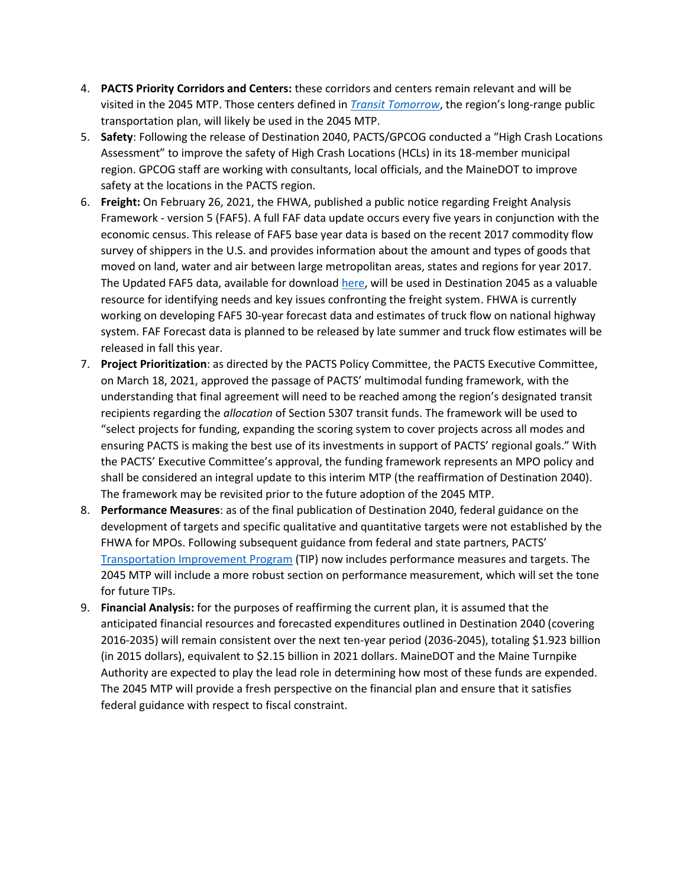4. **PACTS Priority Corridors and Centers:** these corridors and centers remain relevant and will be visited in the 2045 MTP. Those centers defined in *[Transit Tomorrow](#)*, the region's long-range public transportation plan, will likely be used in the 2045 MTP.
5. **Safety**: Following the release of Destination 2040, PACTS/GPCOG conducted a "High Crash Locations Assessment" to improve the safety of High Crash Locations (HCLs) in its 18-member municipal region. GPCOG staff are working with consultants, local officials, and the MaineDOT to improve safety at the locations in the PACTS region.
6. **Freight:** On February 26, 2021, the FHWA, published a public notice regarding Freight Analysis Framework - version 5 (FAF5). A full FAF data update occurs every five years in conjunction with the economic census. This release of FAF5 base year data is based on the recent 2017 commodity flow survey of shippers in the U.S. and provides information about the amount and types of goods that moved on land, water and air between large metropolitan areas, states and regions for year 2017. The Updated FAF5 data, available for download [here](#), will be used in Destination 2045 as a valuable resource for identifying needs and key issues confronting the freight system. FHWA is currently working on developing FAF5 30-year forecast data and estimates of truck flow on national highway system. FAF Forecast data is planned to be released by late summer and truck flow estimates will be released in fall this year.
7. **Project Prioritization**: as directed by the PACTS Policy Committee, the PACTS Executive Committee, on March 18, 2021, approved the passage of PACTS' multimodal funding framework, with the understanding that final agreement will need to be reached among the region's designated transit recipients regarding the *allocation* of Section 5307 transit funds. The framework will be used to "select projects for funding, expanding the scoring system to cover projects across all modes and ensuring PACTS is making the best use of its investments in support of PACTS' regional goals." With the PACTS' Executive Committee's approval, the funding framework represents an MPO policy and shall be considered an integral update to this interim MTP (the reaffirmation of Destination 2040). The framework may be revisited prior to the future adoption of the 2045 MTP.
8. **Performance Measures**: as of the final publication of Destination 2040, federal guidance on the development of targets and specific qualitative and quantitative targets were not established by the FHWA for MPOs. Following subsequent guidance from federal and state partners, PACTS' [Transportation Improvement Program](#) (TIP) now includes performance measures and targets. The 2045 MTP will include a more robust section on performance measurement, which will set the tone for future TIPs.
9. **Financial Analysis:** for the purposes of reaffirming the current plan, it is assumed that the anticipated financial resources and forecasted expenditures outlined in Destination 2040 (covering 2016-2035) will remain consistent over the next ten-year period (2036-2045), totaling $1.923 billion (in 2015 dollars), equivalent to $2.15 billion in 2021 dollars. MaineDOT and the Maine Turnpike Authority are expected to play the lead role in determining how most of these funds are expended. The 2045 MTP will provide a fresh perspective on the financial plan and ensure that it satisfies federal guidance with respect to fiscal constraint.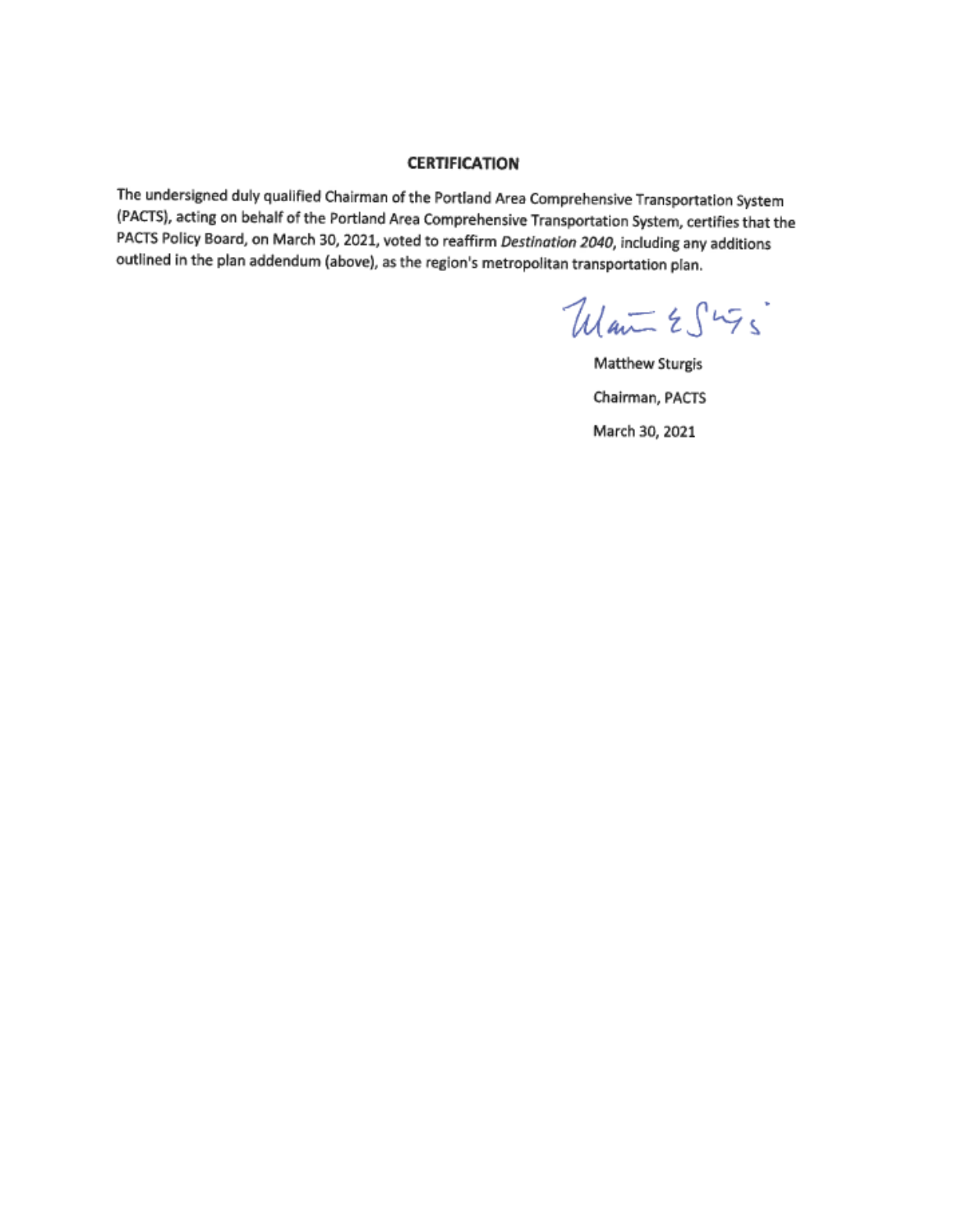## CERTIFICATION

The undersigned duly qualified Chairman of the Portland Area Comprehensive Transportation System (PACTS), acting on behalf of the Portland Area Comprehensive Transportation System, certifies that the PACTS Policy Board, on March 30, 2021, voted to reaffirm *Destination 2040*, including any additions outlined in the plan addendum (above), as the region's metropolitan transportation plan.

Matthew Sturgis

Chairman, PACTS

March 30, 2021